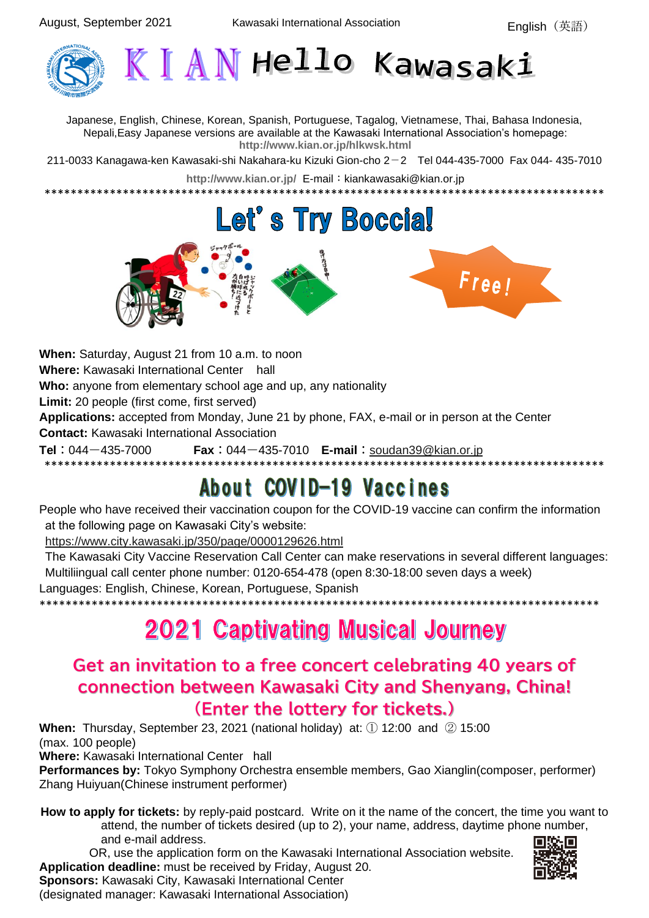August, September 2021 Kawasaki International Association English（英語）

# KIAN Hello Kawasaki

Japanese, English, Chinese, Korean, Spanish, Portuguese, Tagalog, Vietnamese, Thai, Bahasa Indonesia, Nepali,Easy Japanese versions are available at the Kawasaki International Association's homepage: **http://www.kian.or.jp/hlkwsk.html**

211-0033 Kanagawa-ken Kawasaki-shi Nakahara-ku Kizuki Gion-cho 2－2 Tel 044-435-7000 Fax 044- 435-7010

**http://www.kian.or.jp/** E-mail：kiankawasaki@kian.or.jp

**************************************************************************************

## Let's Try Boccia!

Free!

**When:** Saturday, August 21 from 10 a.m. to noon
**Where:** Kawasaki International Center hall
**Who:** anyone from elementary school age and up, any nationality
**Limit:** 20 people (first come, first served)
**Applications:** accepted from Monday, June 21 by phone, FAX, e-mail or in person at the Center
**Contact:** Kawasaki International Association
**Tel**：044－435-7000 **Fax**：044－435-7010 **E-mail**：soudan39@kian.or.jp

**************************************************************************************

## About COVID-19 Vaccines

People who have received their vaccination coupon for the COVID-19 vaccine can confirm the information at the following page on Kawasaki City's website:
https://www.city.kawasaki.jp/350/page/0000129626.html
The Kawasaki City Vaccine Reservation Call Center can make reservations in several different languages:
Multiliingual call center phone number: 0120-654-478 (open 8:30-18:00 seven days a week)
Languages: English, Chinese, Korean, Portuguese, Spanish

**************************************************************************************

## 2021 Captivating Musical Journey

### Get an invitation to a free concert celebrating 40 years of connection between Kawasaki City and Shenyang, China! (Enter the lottery for tickets.)

**When:** Thursday, September 23, 2021 (national holiday) at: ① 12:00 and ② 15:00 (max. 100 people)
**Where:** Kawasaki International Center hall
**Performances by:** Tokyo Symphony Orchestra ensemble members, Gao Xianglin(composer, performer) Zhang Huiyuan(Chinese instrument performer)

**How to apply for tickets:** by reply-paid postcard. Write on it the name of the concert, the time you want to attend, the number of tickets desired (up to 2), your name, address, daytime phone number, and e-mail address.
OR, use the application form on the Kawasaki International Association website.
**Application deadline:** must be received by Friday, August 20.
**Sponsors:** Kawasaki City, Kawasaki International Center
(designated manager: Kawasaki International Association)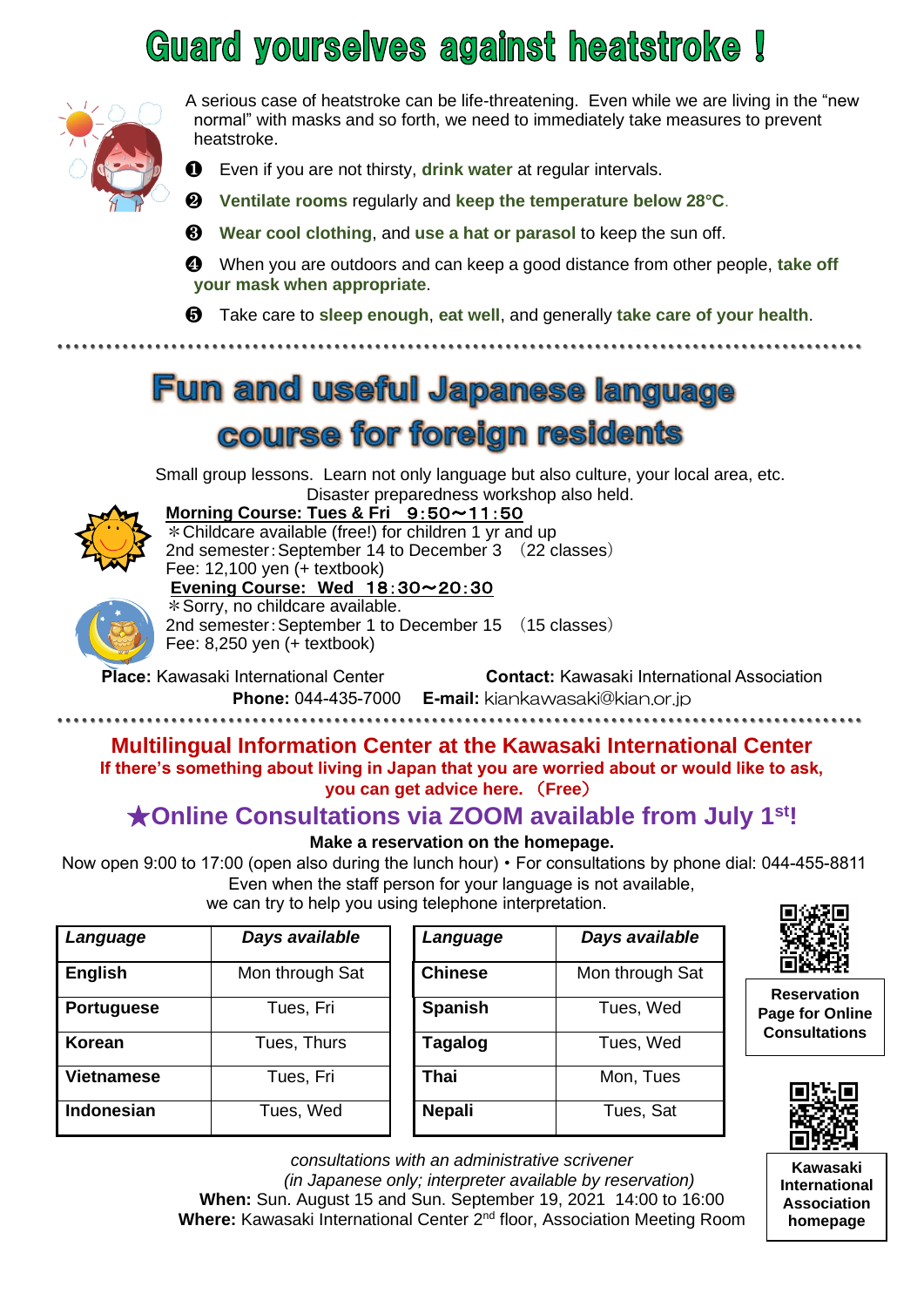# Guard yourselves against heatstroke！

A serious case of heatstroke can be life-threatening. Even while we are living in the "new normal" with masks and so forth, we need to immediately take measures to prevent heatstroke.

❶ Even if you are not thirsty, **drink water** at regular intervals.

❷ **Ventilate rooms** regularly and **keep the temperature below 28°C**.

❸ **Wear cool clothing**, and **use a hat or parasol** to keep the sun off.

❹ When you are outdoors and can keep a good distance from other people, **take off your mask when appropriate**.

❺ Take care to **sleep enough**, **eat well**, and generally **take care of your health**.

# Fun and useful Japanese language course for foreign residents

Small group lessons. Learn not only language but also culture, your local area, etc. Disaster preparedness workshop also held.

**Morning Course: Tues & Fri　9:50～11:50**
＊Childcare available (free!) for children 1 yr and up
2nd semester：September 14 to December 3　(22 classes)
Fee: 12,100 yen (+ textbook)

**Evening Course:　Wed　18:30～20:30**
＊Sorry, no childcare available.
2nd semester：September 1 to December 15　(15 classes)
Fee: 8,250 yen (+ textbook)

**Place:** Kawasaki International Center　　**Contact:** Kawasaki International Association
**Phone:** 044-435-7000　**E-mail:** kiankawasaki@kian.or.jp

## Multilingual Information Center at the Kawasaki International Center

**If there's something about living in Japan that you are worried about or would like to ask, you can get advice here.（Free）**

## ★Online Consultations via ZOOM available from July 1st!

**Make a reservation on the homepage.**

Now open 9:00 to 17:00 (open also during the lunch hour) • For consultations by phone dial: 044-455-8811
Even when the staff person for your language is not available,
we can try to help you using telephone interpretation.

| *Language* | *Days available* |
|---|---|
| **English** | Mon through Sat |
| **Portuguese** | Tues, Fri |
| **Korean** | Tues, Thurs |
| **Vietnamese** | Tues, Fri |
| **Indonesian** | Tues, Wed |

| *Language* | *Days available* |
|---|---|
| **Chinese** | Mon through Sat |
| **Spanish** | Tues, Wed |
| **Tagalog** | Tues, Wed |
| **Thai** | Mon, Tues |
| **Nepali** | Tues, Sat |

**Reservation Page for Online Consultations**

**Kawasaki International Association homepage**

*consultations with an administrative scrivener*
*(in Japanese only; interpreter available by reservation)*
**When:** Sun. August 15 and Sun. September 19, 2021　14:00 to 16:00
**Where:** Kawasaki International Center 2nd floor, Association Meeting Room